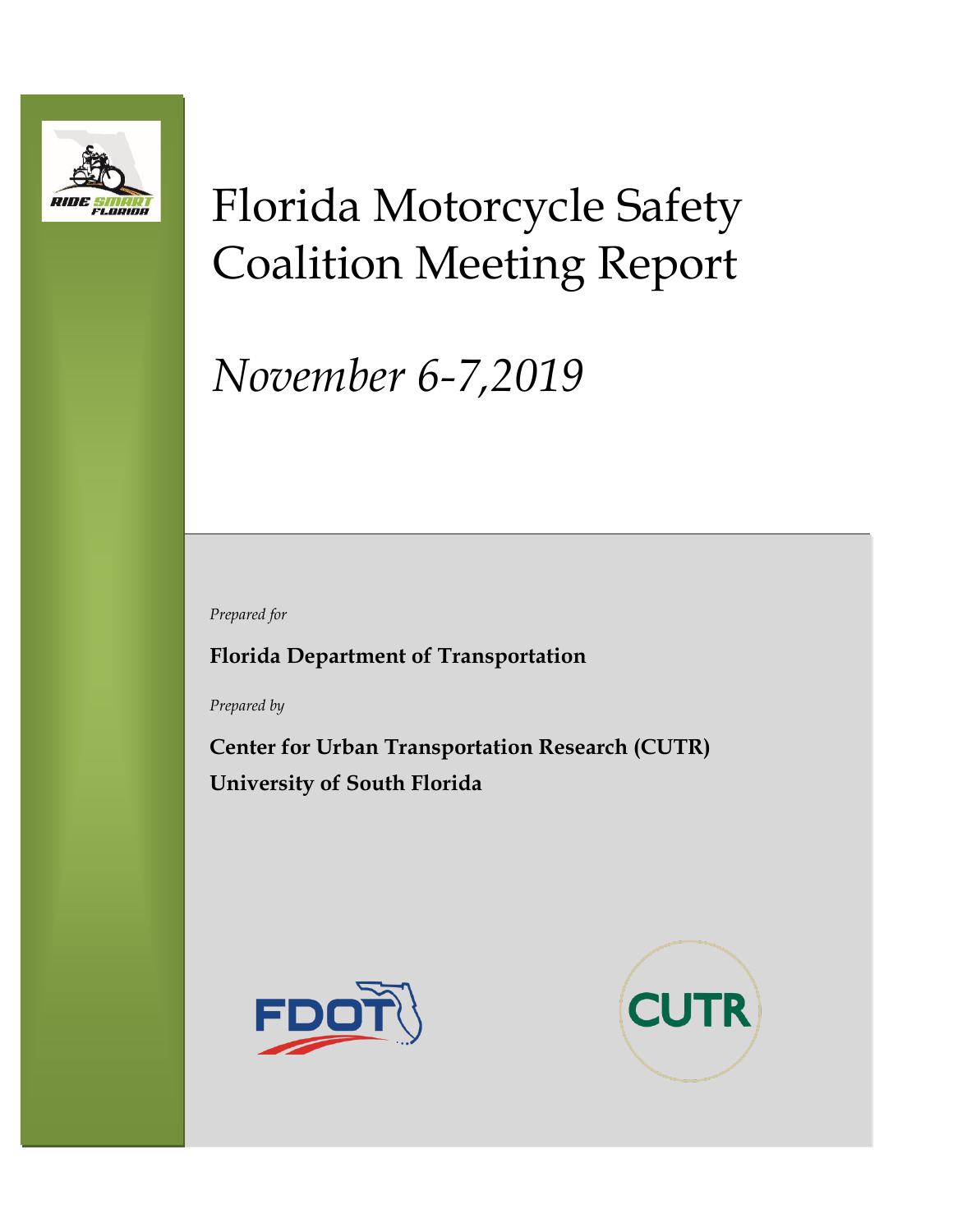# Florida Motorcycle Safety Coalition Meeting Report

*November 6-7,2019*

*Prepared for*

**Florida Department of Transportation**

*Prepared by*

**Center for Urban Transportation Research (CUTR)**
**University of South Florida**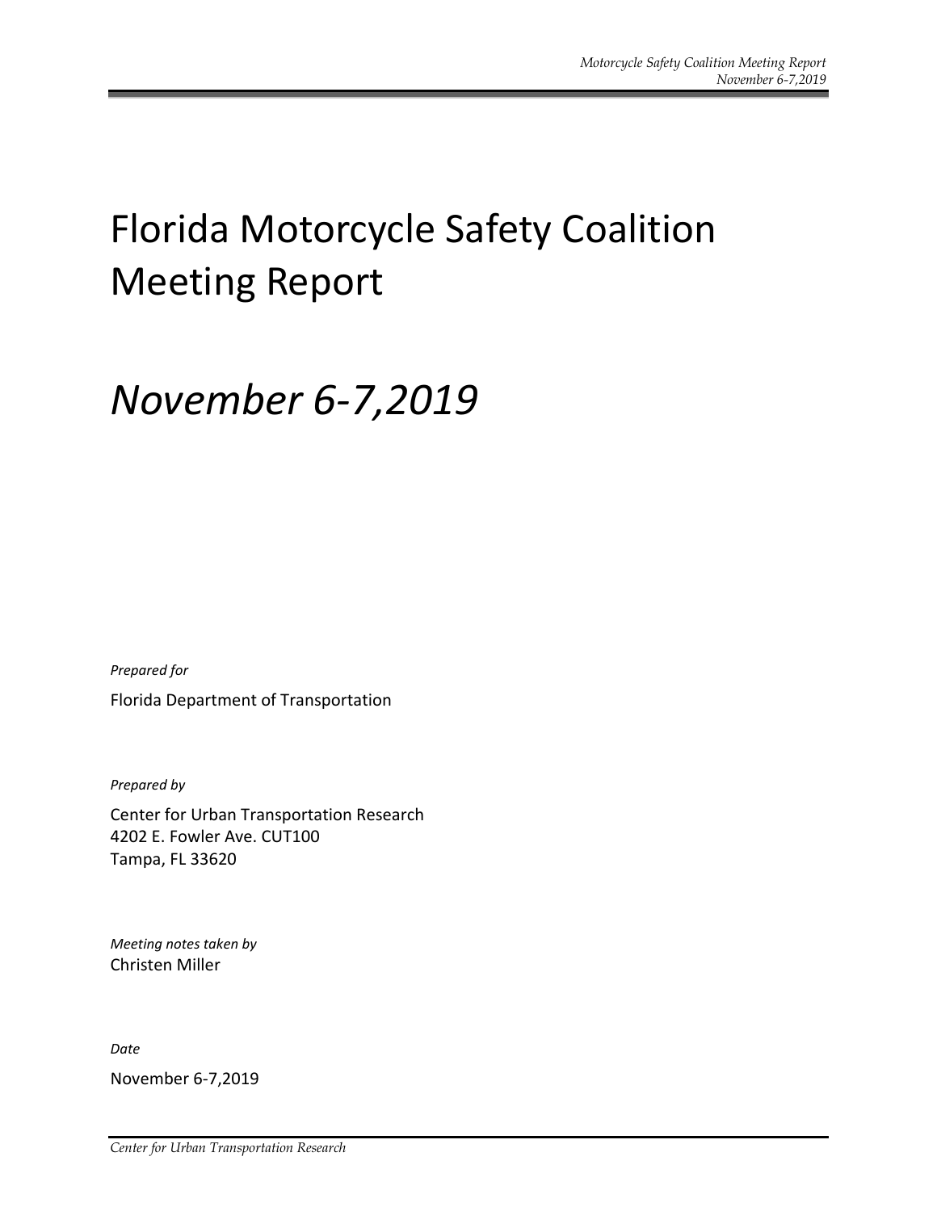# Florida Motorcycle Safety Coalition Meeting Report

# *November 6-7,2019*

*Prepared for*

Florida Department of Transportation

*Prepared by*

Center for Urban Transportation Research
4202 E. Fowler Ave. CUT100
Tampa, FL 33620

*Meeting notes taken by*
Christen Miller

*Date*

November 6-7,2019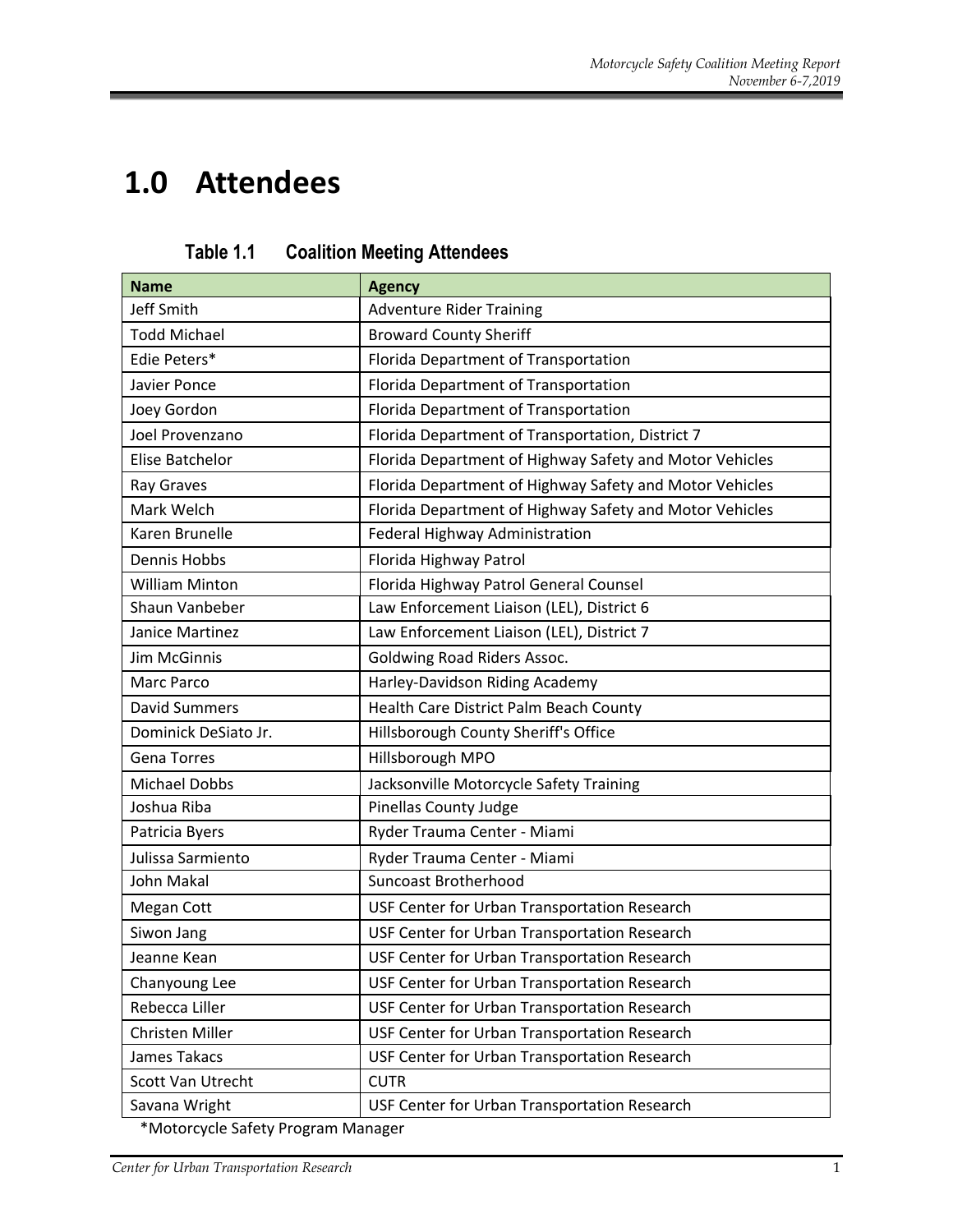# 1.0 Attendees

**Table 1.1 Coalition Meeting Attendees**

| Name | Agency |
|---|---|
| Jeff Smith | Adventure Rider Training |
| Todd Michael | Broward County Sheriff |
| Edie Peters* | Florida Department of Transportation |
| Javier Ponce | Florida Department of Transportation |
| Joey Gordon | Florida Department of Transportation |
| Joel Provenzano | Florida Department of Transportation, District 7 |
| Elise Batchelor | Florida Department of Highway Safety and Motor Vehicles |
| Ray Graves | Florida Department of Highway Safety and Motor Vehicles |
| Mark Welch | Florida Department of Highway Safety and Motor Vehicles |
| Karen Brunelle | Federal Highway Administration |
| Dennis Hobbs | Florida Highway Patrol |
| William Minton | Florida Highway Patrol General Counsel |
| Shaun Vanbeber | Law Enforcement Liaison (LEL), District 6 |
| Janice Martinez | Law Enforcement Liaison (LEL), District 7 |
| Jim McGinnis | Goldwing Road Riders Assoc. |
| Marc Parco | Harley-Davidson Riding Academy |
| David Summers | Health Care District Palm Beach County |
| Dominick DeSiato Jr. | Hillsborough County Sheriff's Office |
| Gena Torres | Hillsborough MPO |
| Michael Dobbs | Jacksonville Motorcycle Safety Training |
| Joshua Riba | Pinellas County Judge |
| Patricia Byers | Ryder Trauma Center - Miami |
| Julissa Sarmiento | Ryder Trauma Center - Miami |
| John Makal | Suncoast Brotherhood |
| Megan Cott | USF Center for Urban Transportation Research |
| Siwon Jang | USF Center for Urban Transportation Research |
| Jeanne Kean | USF Center for Urban Transportation Research |
| Chanyoung Lee | USF Center for Urban Transportation Research |
| Rebecca Liller | USF Center for Urban Transportation Research |
| Christen Miller | USF Center for Urban Transportation Research |
| James Takacs | USF Center for Urban Transportation Research |
| Scott Van Utrecht | CUTR |
| Savana Wright | USF Center for Urban Transportation Research |

*Motorcycle Safety Program Manager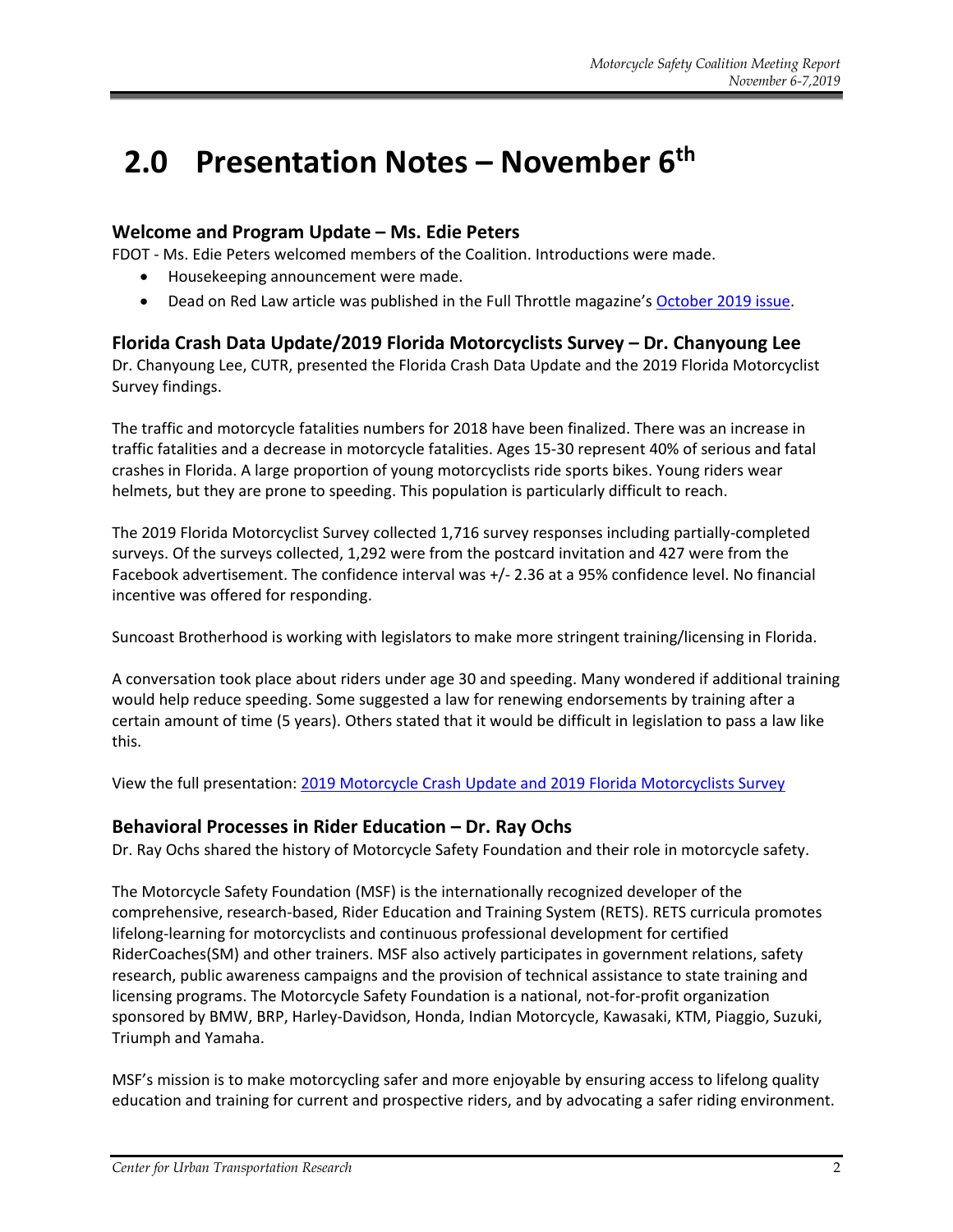# 2.0 Presentation Notes – November 6th

### Welcome and Program Update – Ms. Edie Peters

FDOT - Ms. Edie Peters welcomed members of the Coalition. Introductions were made.

- Housekeeping announcement were made.
- Dead on Red Law article was published in the Full Throttle magazine's October 2019 issue.

### Florida Crash Data Update/2019 Florida Motorcyclists Survey – Dr. Chanyoung Lee

Dr. Chanyoung Lee, CUTR, presented the Florida Crash Data Update and the 2019 Florida Motorcyclist Survey findings.

The traffic and motorcycle fatalities numbers for 2018 have been finalized. There was an increase in traffic fatalities and a decrease in motorcycle fatalities. Ages 15-30 represent 40% of serious and fatal crashes in Florida. A large proportion of young motorcyclists ride sports bikes. Young riders wear helmets, but they are prone to speeding. This population is particularly difficult to reach.

The 2019 Florida Motorcyclist Survey collected 1,716 survey responses including partially-completed surveys. Of the surveys collected, 1,292 were from the postcard invitation and 427 were from the Facebook advertisement. The confidence interval was +/- 2.36 at a 95% confidence level. No financial incentive was offered for responding.

Suncoast Brotherhood is working with legislators to make more stringent training/licensing in Florida.

A conversation took place about riders under age 30 and speeding. Many wondered if additional training would help reduce speeding. Some suggested a law for renewing endorsements by training after a certain amount of time (5 years). Others stated that it would be difficult in legislation to pass a law like this.

View the full presentation: 2019 Motorcycle Crash Update and 2019 Florida Motorcyclists Survey

### Behavioral Processes in Rider Education – Dr. Ray Ochs

Dr. Ray Ochs shared the history of Motorcycle Safety Foundation and their role in motorcycle safety.

The Motorcycle Safety Foundation (MSF) is the internationally recognized developer of the comprehensive, research-based, Rider Education and Training System (RETS). RETS curricula promotes lifelong-learning for motorcyclists and continuous professional development for certified RiderCoaches(SM) and other trainers. MSF also actively participates in government relations, safety research, public awareness campaigns and the provision of technical assistance to state training and licensing programs. The Motorcycle Safety Foundation is a national, not-for-profit organization sponsored by BMW, BRP, Harley-Davidson, Honda, Indian Motorcycle, Kawasaki, KTM, Piaggio, Suzuki, Triumph and Yamaha.

MSF's mission is to make motorcycling safer and more enjoyable by ensuring access to lifelong quality education and training for current and prospective riders, and by advocating a safer riding environment.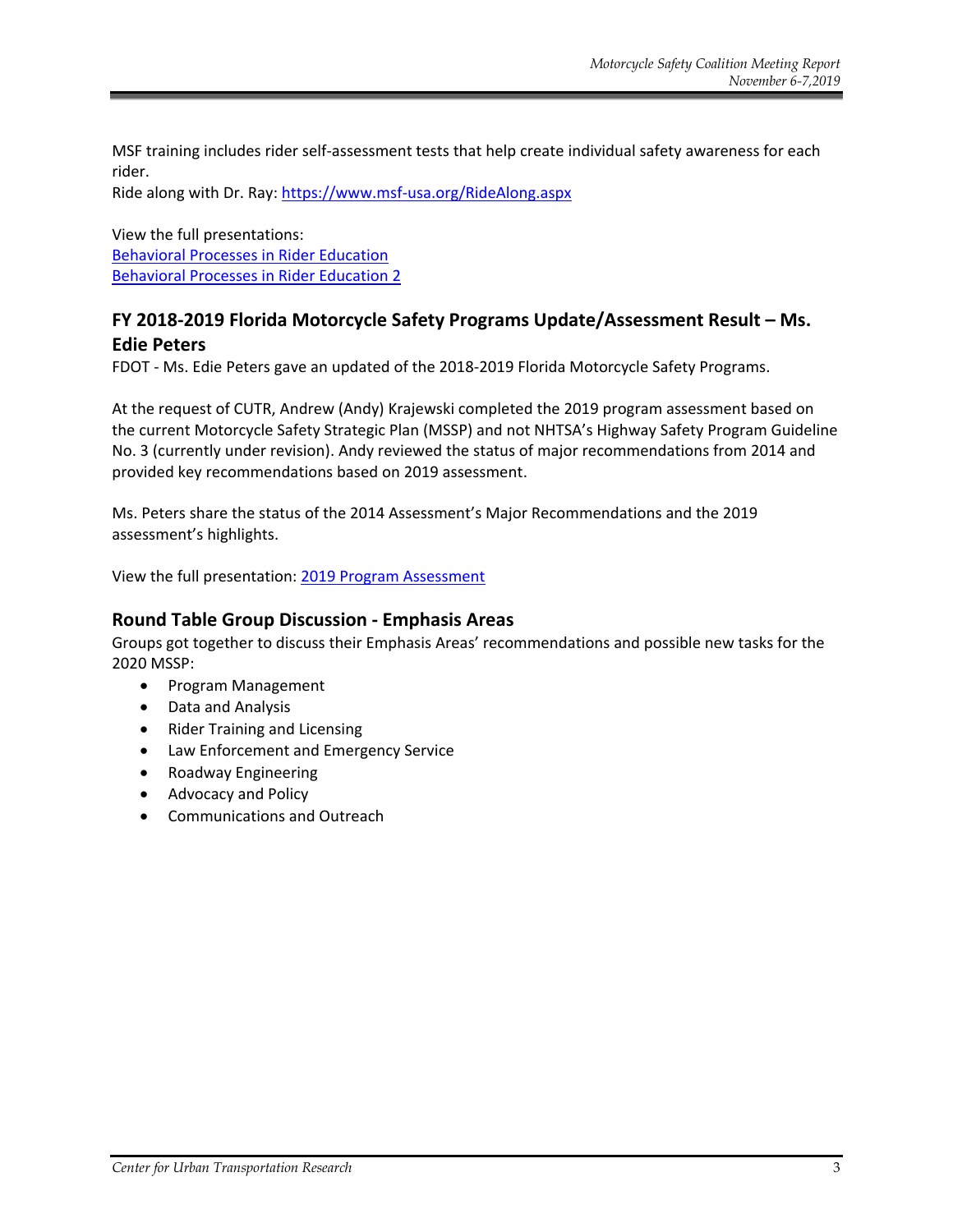MSF training includes rider self-assessment tests that help create individual safety awareness for each rider.

Ride along with Dr. Ray: [https://www.msf-usa.org/RideAlong.aspx](https://www.msf-usa.org/RideAlong.aspx)

View the full presentations:

Behavioral Processes in Rider Education

Behavioral Processes in Rider Education 2

## FY 2018-2019 Florida Motorcycle Safety Programs Update/Assessment Result – Ms. Edie Peters

FDOT - Ms. Edie Peters gave an updated of the 2018-2019 Florida Motorcycle Safety Programs.

At the request of CUTR, Andrew (Andy) Krajewski completed the 2019 program assessment based on the current Motorcycle Safety Strategic Plan (MSSP) and not NHTSA's Highway Safety Program Guideline No. 3 (currently under revision). Andy reviewed the status of major recommendations from 2014 and provided key recommendations based on 2019 assessment.

Ms. Peters share the status of the 2014 Assessment's Major Recommendations and the 2019 assessment's highlights.

View the full presentation: 2019 Program Assessment

## Round Table Group Discussion - Emphasis Areas

Groups got together to discuss their Emphasis Areas' recommendations and possible new tasks for the 2020 MSSP:

- Program Management
- Data and Analysis
- Rider Training and Licensing
- Law Enforcement and Emergency Service
- Roadway Engineering
- Advocacy and Policy
- Communications and Outreach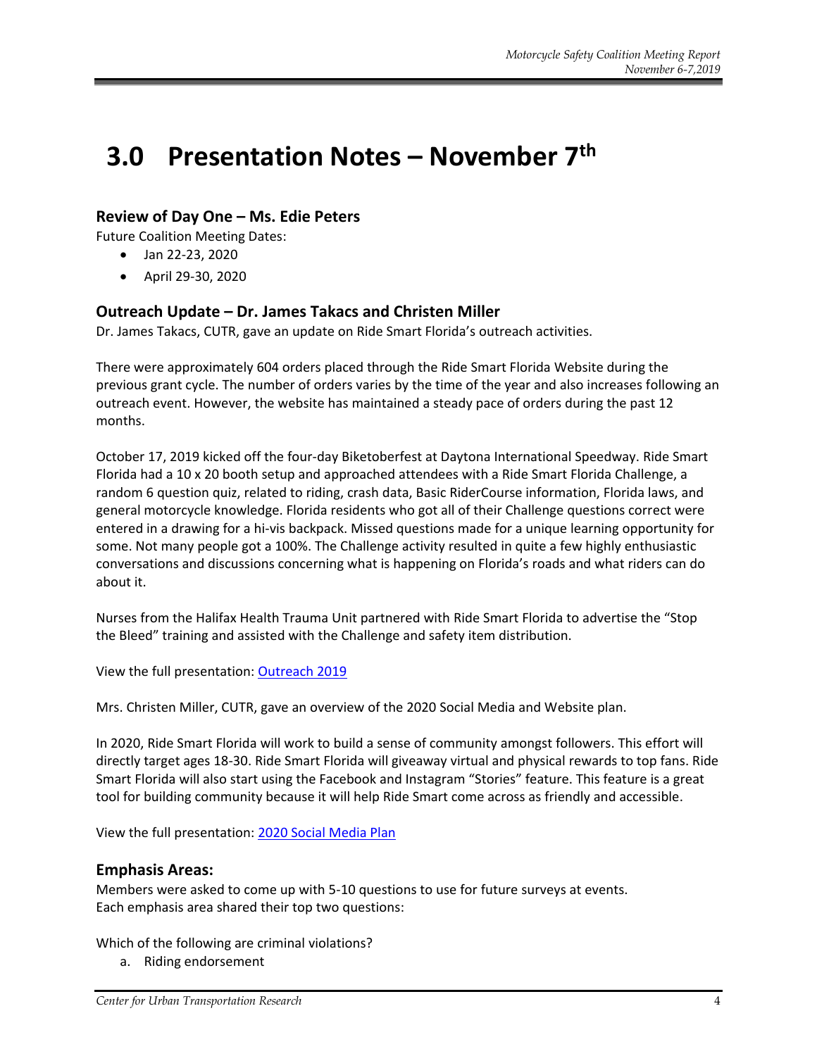# 3.0 Presentation Notes – November 7th

### Review of Day One – Ms. Edie Peters

Future Coalition Meeting Dates:

- Jan 22-23, 2020
- April 29-30, 2020

### Outreach Update – Dr. James Takacs and Christen Miller

Dr. James Takacs, CUTR, gave an update on Ride Smart Florida's outreach activities.

There were approximately 604 orders placed through the Ride Smart Florida Website during the previous grant cycle. The number of orders varies by the time of the year and also increases following an outreach event. However, the website has maintained a steady pace of orders during the past 12 months.

October 17, 2019 kicked off the four-day Biketoberfest at Daytona International Speedway. Ride Smart Florida had a 10 x 20 booth setup and approached attendees with a Ride Smart Florida Challenge, a random 6 question quiz, related to riding, crash data, Basic RiderCourse information, Florida laws, and general motorcycle knowledge. Florida residents who got all of their Challenge questions correct were entered in a drawing for a hi-vis backpack. Missed questions made for a unique learning opportunity for some. Not many people got a 100%. The Challenge activity resulted in quite a few highly enthusiastic conversations and discussions concerning what is happening on Florida's roads and what riders can do about it.

Nurses from the Halifax Health Trauma Unit partnered with Ride Smart Florida to advertise the "Stop the Bleed" training and assisted with the Challenge and safety item distribution.

View the full presentation: Outreach 2019

Mrs. Christen Miller, CUTR, gave an overview of the 2020 Social Media and Website plan.

In 2020, Ride Smart Florida will work to build a sense of community amongst followers. This effort will directly target ages 18-30. Ride Smart Florida will giveaway virtual and physical rewards to top fans. Ride Smart Florida will also start using the Facebook and Instagram "Stories" feature. This feature is a great tool for building community because it will help Ride Smart come across as friendly and accessible.

View the full presentation: 2020 Social Media Plan

### Emphasis Areas:

Members were asked to come up with 5-10 questions to use for future surveys at events.
Each emphasis area shared their top two questions:

Which of the following are criminal violations?

a. Riding endorsement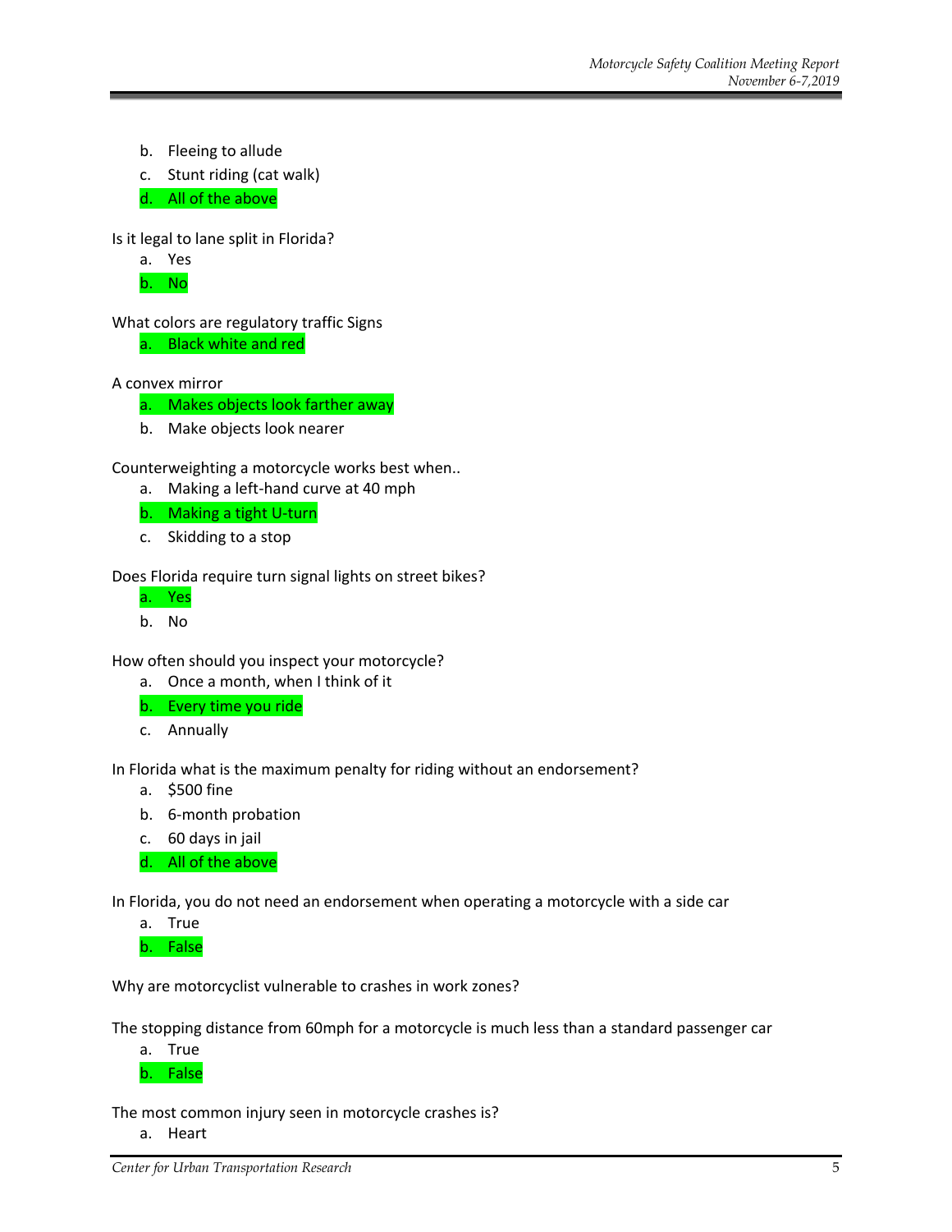b. Fleeing to allude
c. Stunt riding (cat walk)
d. All of the above

Is it legal to lane split in Florida?

a. Yes
b. No

What colors are regulatory traffic Signs

a. Black white and red

A convex mirror

a. Makes objects look farther away
b. Make objects look nearer

Counterweighting a motorcycle works best when..

a. Making a left-hand curve at 40 mph
b. Making a tight U-turn
c. Skidding to a stop

Does Florida require turn signal lights on street bikes?

a. Yes
b. No

How often should you inspect your motorcycle?

a. Once a month, when I think of it
b. Every time you ride
c. Annually

In Florida what is the maximum penalty for riding without an endorsement?

a. $500 fine
b. 6-month probation
c. 60 days in jail
d. All of the above

In Florida, you do not need an endorsement when operating a motorcycle with a side car

a. True
b. False

Why are motorcyclist vulnerable to crashes in work zones?

The stopping distance from 60mph for a motorcycle is much less than a standard passenger car

a. True
b. False

The most common injury seen in motorcycle crashes is?

a. Heart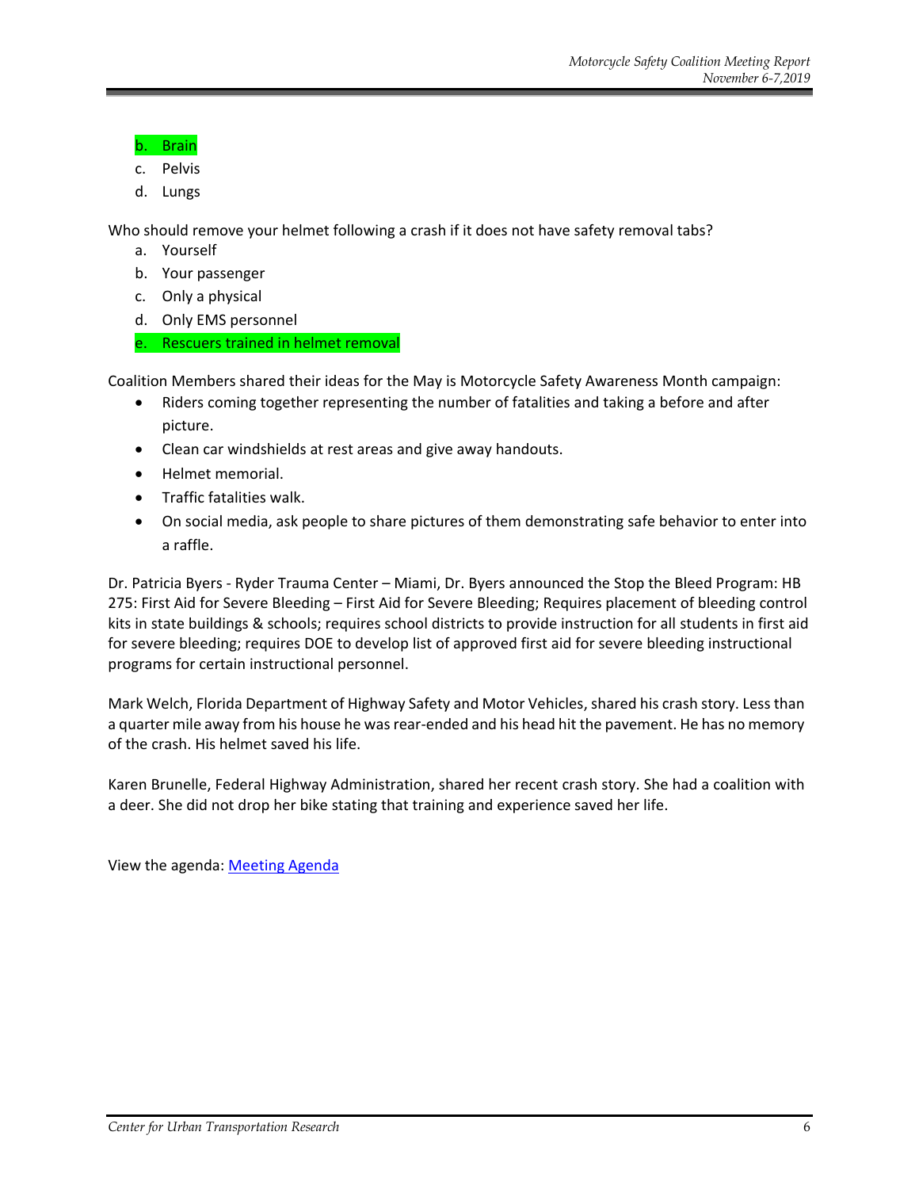b. Brain
c. Pelvis
d. Lungs

Who should remove your helmet following a crash if it does not have safety removal tabs?

a. Yourself
b. Your passenger
c. Only a physical
d. Only EMS personnel
e. Rescuers trained in helmet removal

Coalition Members shared their ideas for the May is Motorcycle Safety Awareness Month campaign:

- Riders coming together representing the number of fatalities and taking a before and after picture.
- Clean car windshields at rest areas and give away handouts.
- Helmet memorial.
- Traffic fatalities walk.
- On social media, ask people to share pictures of them demonstrating safe behavior to enter into a raffle.

Dr. Patricia Byers - Ryder Trauma Center – Miami, Dr. Byers announced the Stop the Bleed Program: HB 275: First Aid for Severe Bleeding – First Aid for Severe Bleeding; Requires placement of bleeding control kits in state buildings & schools; requires school districts to provide instruction for all students in first aid for severe bleeding; requires DOE to develop list of approved first aid for severe bleeding instructional programs for certain instructional personnel.

Mark Welch, Florida Department of Highway Safety and Motor Vehicles, shared his crash story. Less than a quarter mile away from his house he was rear-ended and his head hit the pavement. He has no memory of the crash. His helmet saved his life.

Karen Brunelle, Federal Highway Administration, shared her recent crash story. She had a coalition with a deer. She did not drop her bike stating that training and experience saved her life.

View the agenda: [Meeting Agenda]